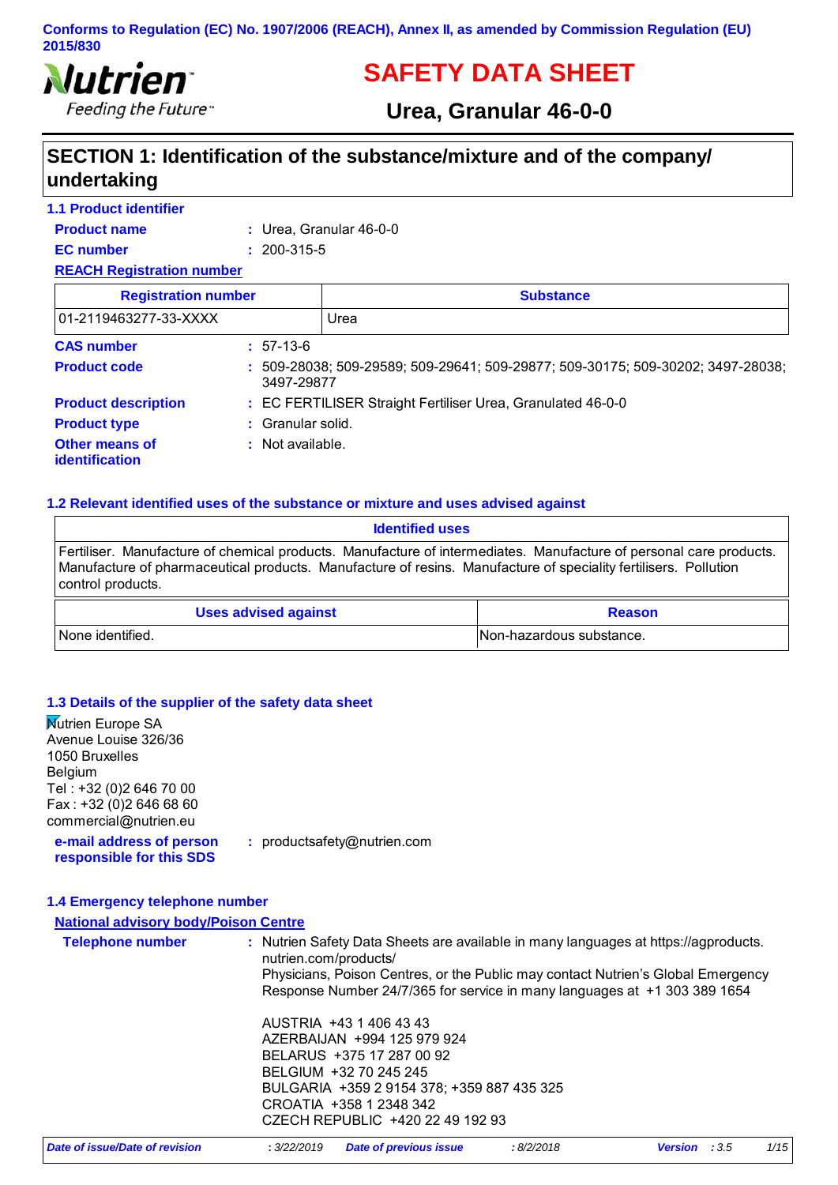Conforms to Regulation (EC) No. 1907/2006 (REACH), Annex II, as amended by Commission Regulation (EU) 2015/830

Nutrien
Feeding the Future™

# SAFETY DATA SHEET

## Urea, Granular 46-0-0

## SECTION 1: Identification of the substance/mixture and of the company/ undertaking

### 1.1 Product identifier

**Product name** : Urea, Granular 46-0-0

**EC number** : 200-315-5

**REACH Registration number**

| Registration number | Substance |
|---|---|
| 01-2119463277-33-XXXX | Urea |

**CAS number** : 57-13-6

**Product code** : 509-28038; 509-29589; 509-29641; 509-29877; 509-30175; 509-30202; 3497-28038; 3497-29877

**Product description** : EC FERTILISER Straight Fertiliser Urea, Granulated 46-0-0

**Product type** : Granular solid.

**Other means of identification** : Not available.

### 1.2 Relevant identified uses of the substance or mixture and uses advised against

| Identified uses |
|---|
| Fertiliser. Manufacture of chemical products. Manufacture of intermediates. Manufacture of personal care products. Manufacture of pharmaceutical products. Manufacture of resins. Manufacture of speciality fertilisers. Pollution control products. |

| Uses advised against | Reason |
|---|---|
| None identified. | Non-hazardous substance. |

### 1.3 Details of the supplier of the safety data sheet

Nutrien Europe SA
Avenue Louise 326/36
1050 Bruxelles
Belgium
Tel : +32 (0)2 646 70 00
Fax : +32 (0)2 646 68 60
commercial@nutrien.eu

**e-mail address of person responsible for this SDS** : productsafety@nutrien.com

### 1.4 Emergency telephone number

**National advisory body/Poison Centre**

**Telephone number** : Nutrien Safety Data Sheets are available in many languages at https://agproducts.nutrien.com/products/
Physicians, Poison Centres, or the Public may contact Nutrien's Global Emergency Response Number 24/7/365 for service in many languages at +1 303 389 1654

AUSTRIA +43 1 406 43 43
AZERBAIJAN +994 125 979 924
BELARUS +375 17 287 00 92
BELGIUM +32 70 245 245
BULGARIA +359 2 9154 378; +359 887 435 325
CROATIA +358 1 2348 342
CZECH REPUBLIC +420 22 49 192 93

*Date of issue/Date of revision* : 3/22/2019 *Date of previous issue* : 8/2/2018 *Version* : 3.5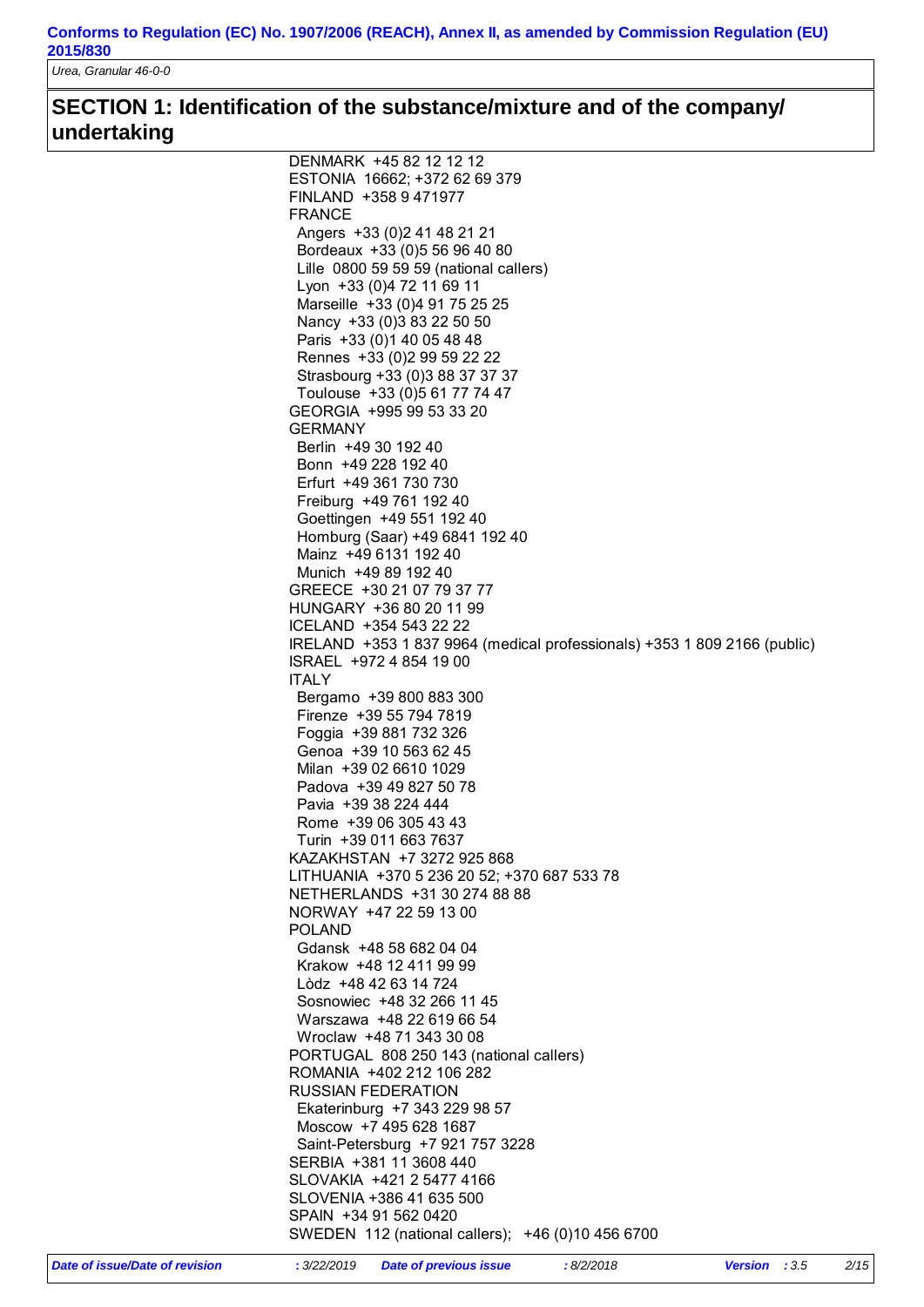## SECTION 1: Identification of the substance/mixture and of the company/ undertaking

DENMARK +45 82 12 12 12
ESTONIA 16662; +372 62 69 379
FINLAND +358 9 471977
FRANCE
- Angers +33 (0)2 41 48 21 21
- Bordeaux +33 (0)5 56 96 40 80
- Lille 0800 59 59 59 (national callers)
- Lyon +33 (0)4 72 11 69 11
- Marseille +33 (0)4 91 75 25 25
- Nancy +33 (0)3 83 22 50 50
- Paris +33 (0)1 40 05 48 48
- Rennes +33 (0)2 99 59 22 22
- Strasbourg +33 (0)3 88 37 37 37
- Toulouse +33 (0)5 61 77 74 47

GEORGIA +995 99 53 33 20
GERMANY
- Berlin +49 30 192 40
- Bonn +49 228 192 40
- Erfurt +49 361 730 730
- Freiburg +49 761 192 40
- Goettingen +49 551 192 40
- Homburg (Saar) +49 6841 192 40
- Mainz +49 6131 192 40
- Munich +49 89 192 40

GREECE +30 21 07 79 37 77
HUNGARY +36 80 20 11 99
ICELAND +354 543 22 22
IRELAND +353 1 837 9964 (medical professionals) +353 1 809 2166 (public)
ISRAEL +972 4 854 19 00
ITALY
- Bergamo +39 800 883 300
- Firenze +39 55 794 7819
- Foggia +39 881 732 326
- Genoa +39 10 563 62 45
- Milan +39 02 6610 1029
- Padova +39 49 827 50 78
- Pavia +39 38 224 444
- Rome +39 06 305 43 43
- Turin +39 011 663 7637

KAZAKHSTAN +7 3272 925 868
LITHUANIA +370 5 236 20 52; +370 687 533 78
NETHERLANDS +31 30 274 88 88
NORWAY +47 22 59 13 00
POLAND
- Gdansk +48 58 682 04 04
- Krakow +48 12 411 99 99
- Lòdz +48 42 63 14 724
- Sosnowiec +48 32 266 11 45
- Warszawa +48 22 619 66 54
- Wroclaw +48 71 343 30 08

PORTUGAL 808 250 143 (national callers)
ROMANIA +402 212 106 282
RUSSIAN FEDERATION
- Ekaterinburg +7 343 229 98 57
- Moscow +7 495 628 1687
- Saint-Petersburg +7 921 757 3228

SERBIA +381 11 3608 440
SLOVAKIA +421 2 5477 4166
SLOVENIA +386 41 635 500
SPAIN +34 91 562 0420
SWEDEN 112 (national callers); +46 (0)10 456 6700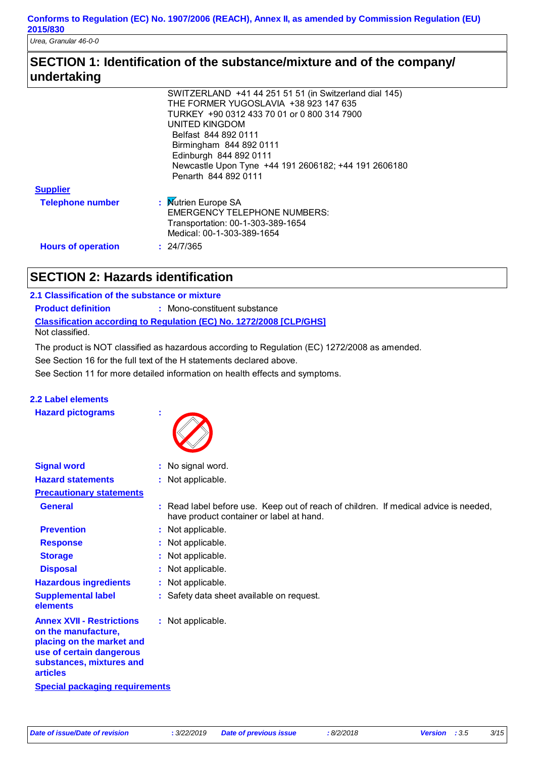**Conforms to Regulation (EC) No. 1907/2006 (REACH), Annex II, as amended by Commission Regulation (EU) 2015/830**

*Urea, Granular 46-0-0*

## SECTION 1: Identification of the substance/mixture and of the company/ undertaking

SWITZERLAND +41 44 251 51 51 (in Switzerland dial 145)
THE FORMER YUGOSLAVIA +38 923 147 635
TURKEY +90 0312 433 70 01 or 0 800 314 7900
UNITED KINGDOM
Belfast 844 892 0111
Birmingham 844 892 0111
Edinburgh 844 892 0111
Newcastle Upon Tyne +44 191 2606182; +44 191 2606180
Penarth 844 892 0111

**Supplier**

**Telephone number** : Nutrien Europe SA
EMERGENCY TELEPHONE NUMBERS:
Transportation: 00-1-303-389-1654
Medical: 00-1-303-389-1654

**Hours of operation** : 24/7/365

## SECTION 2: Hazards identification

### 2.1 Classification of the substance or mixture

**Product definition** : Mono-constituent substance

**Classification according to Regulation (EC) No. 1272/2008 [CLP/GHS]**

Not classified.

The product is NOT classified as hazardous according to Regulation (EC) 1272/2008 as amended.

See Section 16 for the full text of the H statements declared above.

See Section 11 for more detailed information on health effects and symptoms.

### 2.2 Label elements

**Hazard pictograms** :

**Signal word** : No signal word.

**Hazard statements** : Not applicable.

**Precautionary statements**

**General** : Read label before use. Keep out of reach of children. If medical advice is needed, have product container or label at hand.

**Prevention** : Not applicable.

**Response** : Not applicable.

**Storage** : Not applicable.

**Disposal** : Not applicable.

**Hazardous ingredients** : Not applicable.

**Supplemental label elements** : Safety data sheet available on request.

**Annex XVII - Restrictions on the manufacture, placing on the market and use of certain dangerous substances, mixtures and articles** : Not applicable.

**Special packaging requirements**

*Date of issue/Date of revision* : 3/22/2019 *Date of previous issue* : 8/2/2018 *Version* : 3.5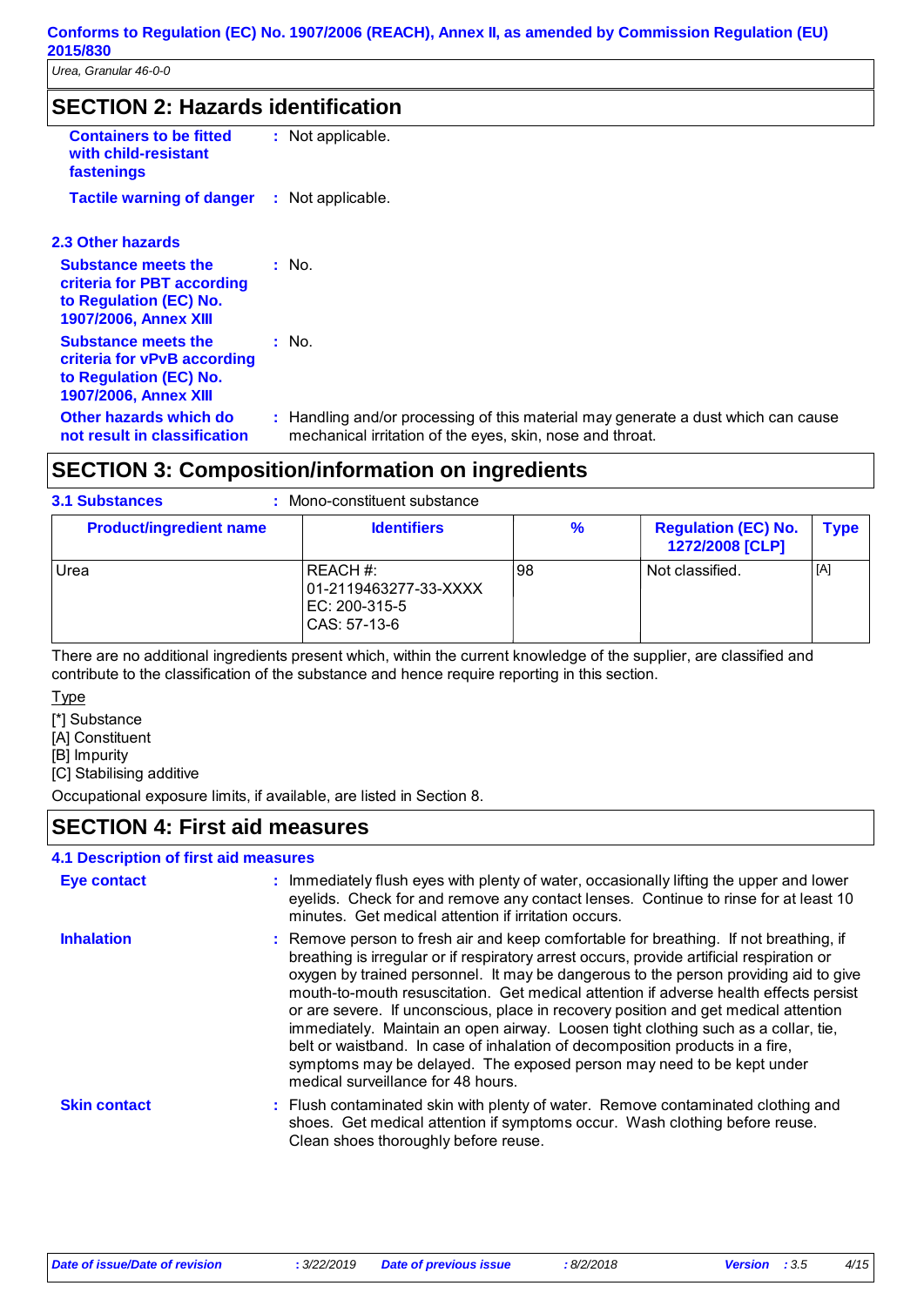## SECTION 2: Hazards identification

**Containers to be fitted with child-resistant fastenings** : Not applicable.

**Tactile warning of danger** : Not applicable.

### 2.3 Other hazards

**Substance meets the criteria for PBT according to Regulation (EC) No. 1907/2006, Annex XIII** : No.

**Substance meets the criteria for vPvB according to Regulation (EC) No. 1907/2006, Annex XIII** : No.

**Other hazards which do not result in classification** : Handling and/or processing of this material may generate a dust which can cause mechanical irritation of the eyes, skin, nose and throat.

## SECTION 3: Composition/information on ingredients

**3.1 Substances** : Mono-constituent substance

| Product/ingredient name | Identifiers | % | Regulation (EC) No. 1272/2008 [CLP] | Type |
|---|---|---|---|---|
| Urea | REACH #: 01-2119463277-33-XXXX<br>EC: 200-315-5<br>CAS: 57-13-6 | 98 | Not classified. | [A] |

There are no additional ingredients present which, within the current knowledge of the supplier, are classified and contribute to the classification of the substance and hence require reporting in this section.

Type

[*] Substance
[A] Constituent
[B] Impurity
[C] Stabilising additive

Occupational exposure limits, if available, are listed in Section 8.

## SECTION 4: First aid measures

### 4.1 Description of first aid measures

**Eye contact** : Immediately flush eyes with plenty of water, occasionally lifting the upper and lower eyelids. Check for and remove any contact lenses. Continue to rinse for at least 10 minutes. Get medical attention if irritation occurs.

**Inhalation** : Remove person to fresh air and keep comfortable for breathing. If not breathing, if breathing is irregular or if respiratory arrest occurs, provide artificial respiration or oxygen by trained personnel. It may be dangerous to the person providing aid to give mouth-to-mouth resuscitation. Get medical attention if adverse health effects persist or are severe. If unconscious, place in recovery position and get medical attention immediately. Maintain an open airway. Loosen tight clothing such as a collar, tie, belt or waistband. In case of inhalation of decomposition products in a fire, symptoms may be delayed. The exposed person may need to be kept under medical surveillance for 48 hours.

**Skin contact** : Flush contaminated skin with plenty of water. Remove contaminated clothing and shoes. Get medical attention if symptoms occur. Wash clothing before reuse. Clean shoes thoroughly before reuse.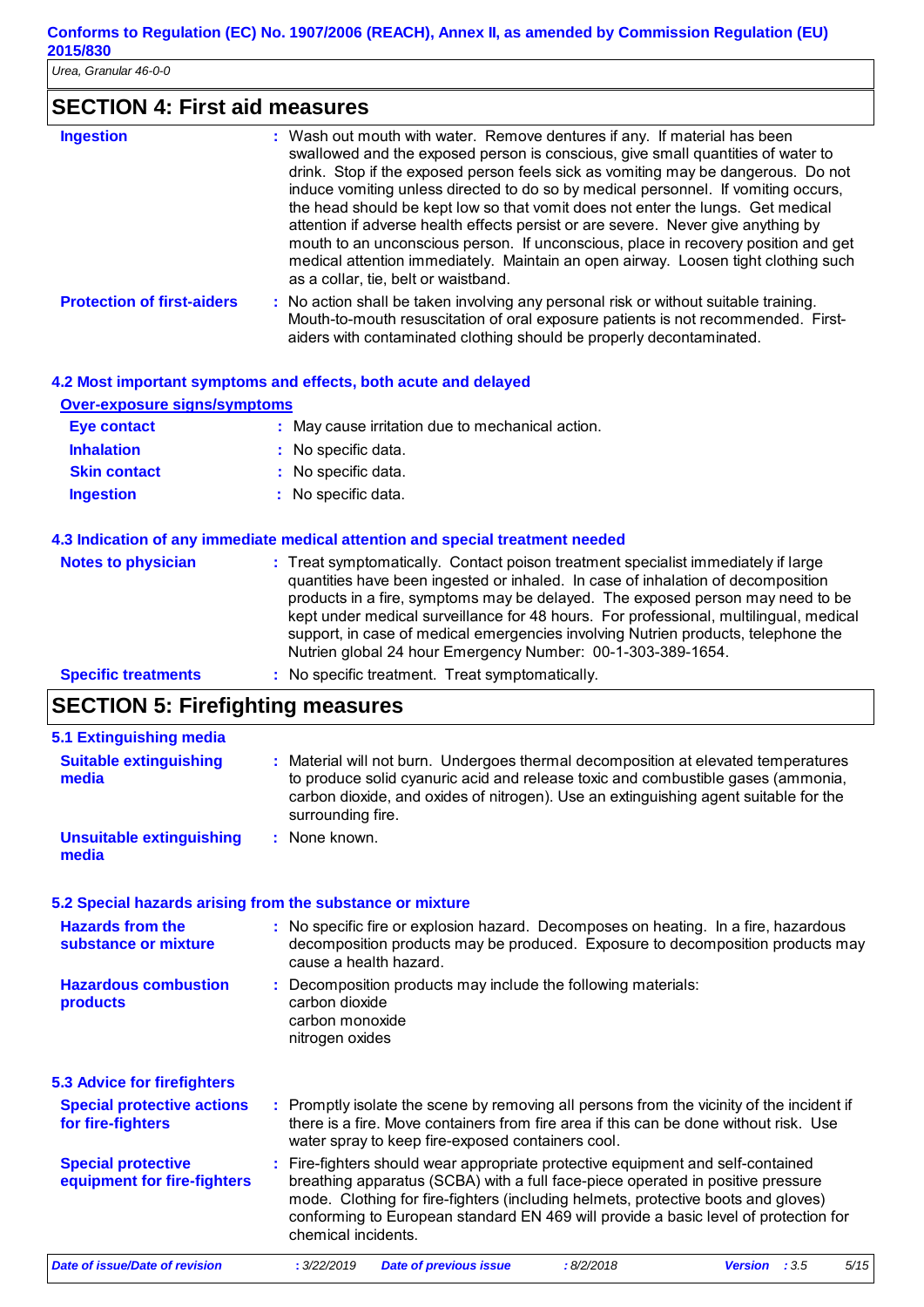## SECTION 4: First aid measures

**Ingestion** : Wash out mouth with water. Remove dentures if any. If material has been swallowed and the exposed person is conscious, give small quantities of water to drink. Stop if the exposed person feels sick as vomiting may be dangerous. Do not induce vomiting unless directed to do so by medical personnel. If vomiting occurs, the head should be kept low so that vomit does not enter the lungs. Get medical attention if adverse health effects persist or are severe. Never give anything by mouth to an unconscious person. If unconscious, place in recovery position and get medical attention immediately. Maintain an open airway. Loosen tight clothing such as a collar, tie, belt or waistband.

**Protection of first-aiders** : No action shall be taken involving any personal risk or without suitable training. Mouth-to-mouth resuscitation of oral exposure patients is not recommended. First-aiders with contaminated clothing should be properly decontaminated.

### 4.2 Most important symptoms and effects, both acute and delayed

**Over-exposure signs/symptoms**

**Eye contact** : May cause irritation due to mechanical action.

**Inhalation** : No specific data.

**Skin contact** : No specific data.

**Ingestion** : No specific data.

### 4.3 Indication of any immediate medical attention and special treatment needed

**Notes to physician** : Treat symptomatically. Contact poison treatment specialist immediately if large quantities have been ingested or inhaled. In case of inhalation of decomposition products in a fire, symptoms may be delayed. The exposed person may need to be kept under medical surveillance for 48 hours. For professional, multilingual, medical support, in case of medical emergencies involving Nutrien products, telephone the Nutrien global 24 hour Emergency Number: 00-1-303-389-1654.

**Specific treatments** : No specific treatment. Treat symptomatically.

## SECTION 5: Firefighting measures

### 5.1 Extinguishing media

**Suitable extinguishing media** : Material will not burn. Undergoes thermal decomposition at elevated temperatures to produce solid cyanuric acid and release toxic and combustible gases (ammonia, carbon dioxide, and oxides of nitrogen). Use an extinguishing agent suitable for the surrounding fire.

**Unsuitable extinguishing media** : None known.

### 5.2 Special hazards arising from the substance or mixture

**Hazards from the substance or mixture** : No specific fire or explosion hazard. Decomposes on heating. In a fire, hazardous decomposition products may be produced. Exposure to decomposition products may cause a health hazard.

**Hazardous combustion products** : Decomposition products may include the following materials:
carbon dioxide
carbon monoxide
nitrogen oxides

### 5.3 Advice for firefighters

**Special protective actions for fire-fighters** : Promptly isolate the scene by removing all persons from the vicinity of the incident if there is a fire. Move containers from fire area if this can be done without risk. Use water spray to keep fire-exposed containers cool.

**Special protective equipment for fire-fighters** : Fire-fighters should wear appropriate protective equipment and self-contained breathing apparatus (SCBA) with a full face-piece operated in positive pressure mode. Clothing for fire-fighters (including helmets, protective boots and gloves) conforming to European standard EN 469 will provide a basic level of protection for chemical incidents.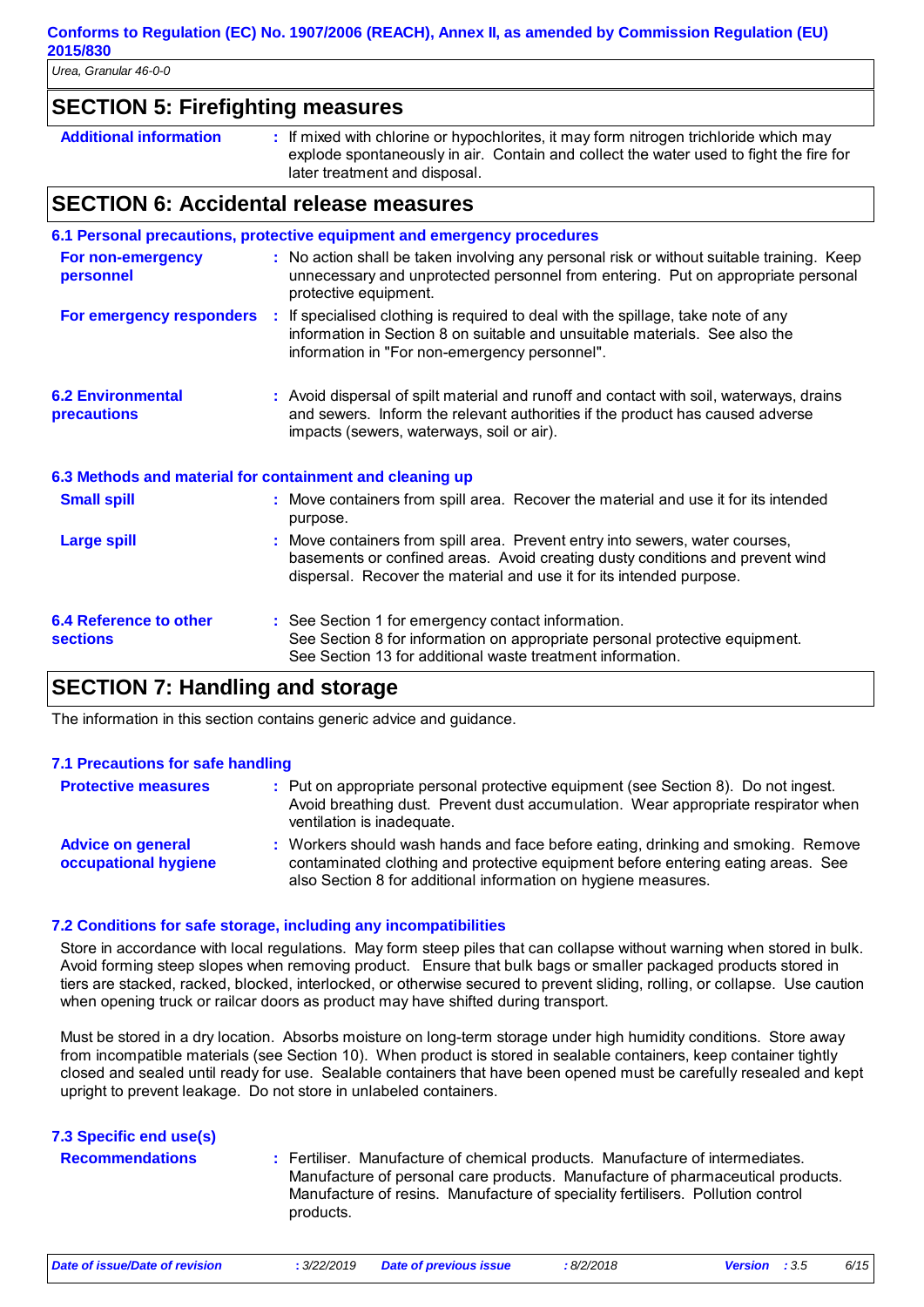## SECTION 5: Firefighting measures

| | |
|---|---|
| **Additional information** | : If mixed with chlorine or hypochlorites, it may form nitrogen trichloride which may explode spontaneously in air. Contain and collect the water used to fight the fire for later treatment and disposal. |

## SECTION 6: Accidental release measures

### 6.1 Personal precautions, protective equipment and emergency procedures

| | |
|---|---|
| **For non-emergency personnel** | : No action shall be taken involving any personal risk or without suitable training. Keep unnecessary and unprotected personnel from entering. Put on appropriate personal protective equipment. |
| **For emergency responders** | : If specialised clothing is required to deal with the spillage, take note of any information in Section 8 on suitable and unsuitable materials. See also the information in "For non-emergency personnel". |

| | |
|---|---|
| **6.2 Environmental precautions** | : Avoid dispersal of spilt material and runoff and contact with soil, waterways, drains and sewers. Inform the relevant authorities if the product has caused adverse impacts (sewers, waterways, soil or air). |

### 6.3 Methods and material for containment and cleaning up

| | |
|---|---|
| **Small spill** | : Move containers from spill area. Recover the material and use it for its intended purpose. |
| **Large spill** | : Move containers from spill area. Prevent entry into sewers, water courses, basements or confined areas. Avoid creating dusty conditions and prevent wind dispersal. Recover the material and use it for its intended purpose. |

| | |
|---|---|
| **6.4 Reference to other sections** | : See Section 1 for emergency contact information. See Section 8 for information on appropriate personal protective equipment. See Section 13 for additional waste treatment information. |

## SECTION 7: Handling and storage

The information in this section contains generic advice and guidance.

### 7.1 Precautions for safe handling

| | |
|---|---|
| **Protective measures** | : Put on appropriate personal protective equipment (see Section 8). Do not ingest. Avoid breathing dust. Prevent dust accumulation. Wear appropriate respirator when ventilation is inadequate. |
| **Advice on general occupational hygiene** | : Workers should wash hands and face before eating, drinking and smoking. Remove contaminated clothing and protective equipment before entering eating areas. See also Section 8 for additional information on hygiene measures. |

### 7.2 Conditions for safe storage, including any incompatibilities

Store in accordance with local regulations. May form steep piles that can collapse without warning when stored in bulk. Avoid forming steep slopes when removing product. Ensure that bulk bags or smaller packaged products stored in tiers are stacked, racked, blocked, interlocked, or otherwise secured to prevent sliding, rolling, or collapse. Use caution when opening truck or railcar doors as product may have shifted during transport.

Must be stored in a dry location. Absorbs moisture on long-term storage under high humidity conditions. Store away from incompatible materials (see Section 10). When product is stored in sealable containers, keep container tightly closed and sealed until ready for use. Sealable containers that have been opened must be carefully resealed and kept upright to prevent leakage. Do not store in unlabeled containers.

### 7.3 Specific end use(s)

| | |
|---|---|
| **Recommendations** | : Fertiliser. Manufacture of chemical products. Manufacture of intermediates. Manufacture of personal care products. Manufacture of pharmaceutical products. Manufacture of resins. Manufacture of speciality fertilisers. Pollution control products. |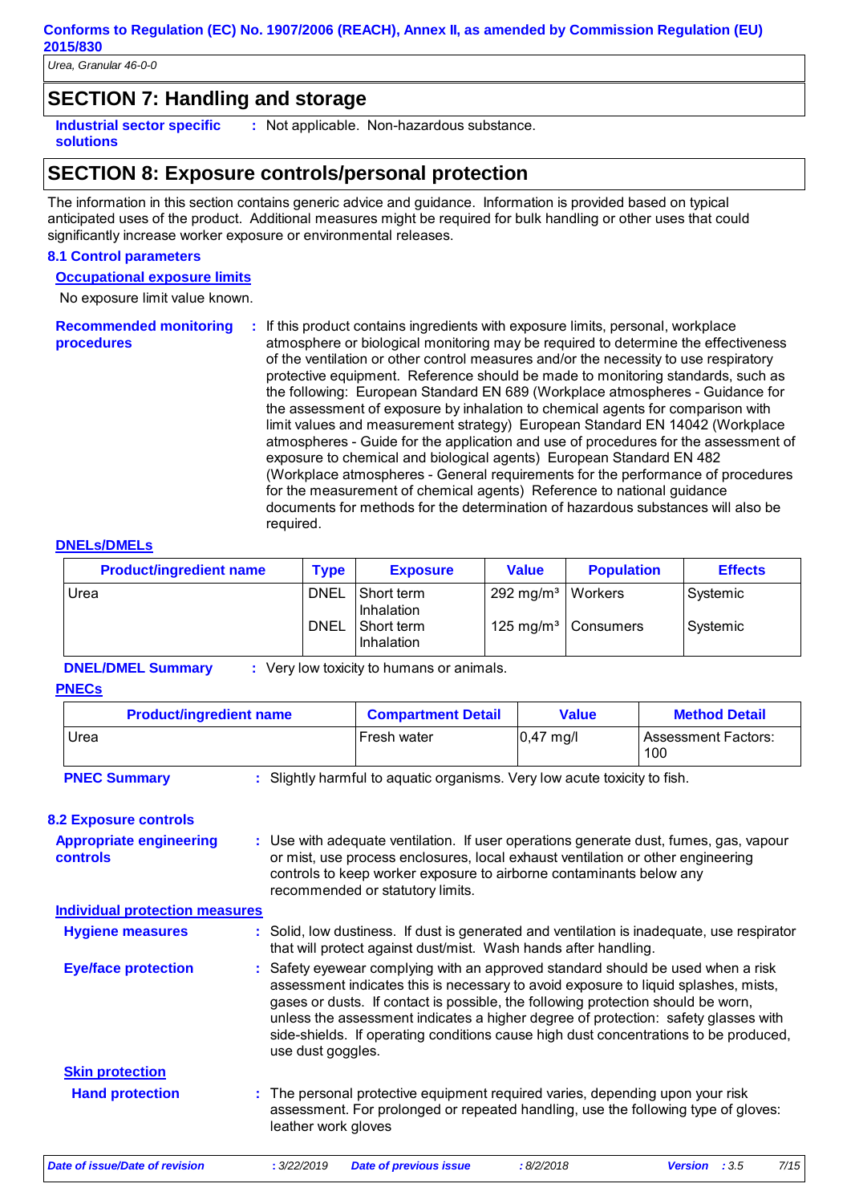## SECTION 7: Handling and storage

**Industrial sector specific solutions** : Not applicable. Non-hazardous substance.

## SECTION 8: Exposure controls/personal protection

The information in this section contains generic advice and guidance. Information is provided based on typical anticipated uses of the product. Additional measures might be required for bulk handling or other uses that could significantly increase worker exposure or environmental releases.

### 8.1 Control parameters

**Occupational exposure limits**

No exposure limit value known.

**Recommended monitoring procedures** : If this product contains ingredients with exposure limits, personal, workplace atmosphere or biological monitoring may be required to determine the effectiveness of the ventilation or other control measures and/or the necessity to use respiratory protective equipment. Reference should be made to monitoring standards, such as the following: European Standard EN 689 (Workplace atmospheres - Guidance for the assessment of exposure by inhalation to chemical agents for comparison with limit values and measurement strategy) European Standard EN 14042 (Workplace atmospheres - Guide for the application and use of procedures for the assessment of exposure to chemical and biological agents) European Standard EN 482 (Workplace atmospheres - General requirements for the performance of procedures for the measurement of chemical agents) Reference to national guidance documents for methods for the determination of hazardous substances will also be required.

**DNELs/DMELs**

| Product/ingredient name | Type | Exposure | Value | Population | Effects |
|---|---|---|---|---|---|
| Urea | DNEL | Short term Inhalation | 292 mg/m³ | Workers | Systemic |
| | DNEL | Short term Inhalation | 125 mg/m³ | Consumers | Systemic |

**DNEL/DMEL Summary** : Very low toxicity to humans or animals.

**PNECs**

| Product/ingredient name | Compartment Detail | Value | Method Detail |
|---|---|---|---|
| Urea | Fresh water | 0,47 mg/l | Assessment Factors: 100 |

**PNEC Summary** : Slightly harmful to aquatic organisms. Very low acute toxicity to fish.

### 8.2 Exposure controls

**Appropriate engineering controls** : Use with adequate ventilation. If user operations generate dust, fumes, gas, vapour or mist, use process enclosures, local exhaust ventilation or other engineering controls to keep worker exposure to airborne contaminants below any recommended or statutory limits.

**Individual protection measures**

**Hygiene measures** : Solid, low dustiness. If dust is generated and ventilation is inadequate, use respirator that will protect against dust/mist. Wash hands after handling.

**Eye/face protection** : Safety eyewear complying with an approved standard should be used when a risk assessment indicates this is necessary to avoid exposure to liquid splashes, mists, gases or dusts. If contact is possible, the following protection should be worn, unless the assessment indicates a higher degree of protection: safety glasses with side-shields. If operating conditions cause high dust concentrations to be produced, use dust goggles.

**Skin protection**

**Hand protection** : The personal protective equipment required varies, depending upon your risk assessment. For prolonged or repeated handling, use the following type of gloves: leather work gloves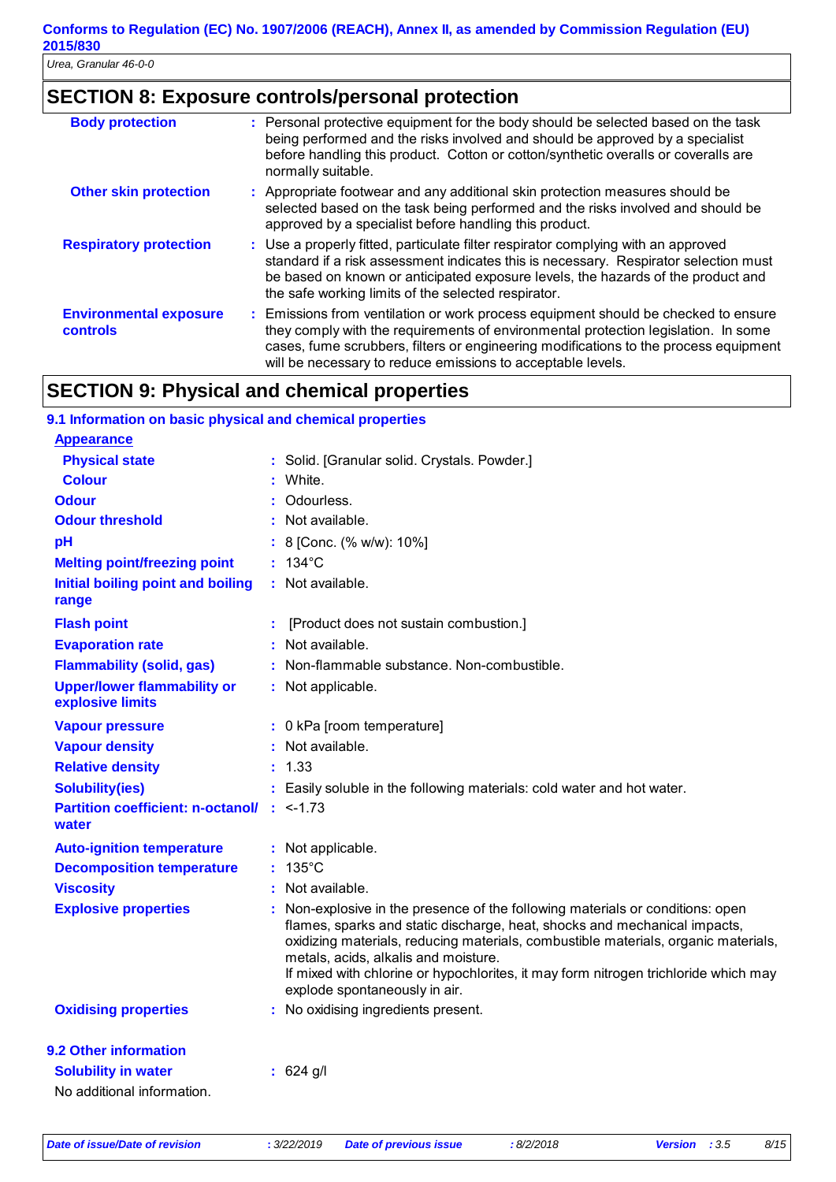## SECTION 8: Exposure controls/personal protection

| | |
|---|---|
| **Body protection** | : Personal protective equipment for the body should be selected based on the task being performed and the risks involved and should be approved by a specialist before handling this product. Cotton or cotton/synthetic overalls or coveralls are normally suitable. |
| **Other skin protection** | : Appropriate footwear and any additional skin protection measures should be selected based on the task being performed and the risks involved and should be approved by a specialist before handling this product. |
| **Respiratory protection** | : Use a properly fitted, particulate filter respirator complying with an approved standard if a risk assessment indicates this is necessary. Respirator selection must be based on known or anticipated exposure levels, the hazards of the product and the safe working limits of the selected respirator. |
| **Environmental exposure controls** | : Emissions from ventilation or work process equipment should be checked to ensure they comply with the requirements of environmental protection legislation. In some cases, fume scrubbers, filters or engineering modifications to the process equipment will be necessary to reduce emissions to acceptable levels. |

## SECTION 9: Physical and chemical properties

### 9.1 Information on basic physical and chemical properties

**Appearance**

| | |
|---|---|
| **Physical state** | : Solid. [Granular solid. Crystals. Powder.] |
| **Colour** | : White. |
| **Odour** | : Odourless. |
| **Odour threshold** | : Not available. |
| **pH** | : 8 [Conc. (% w/w): 10%] |
| **Melting point/freezing point** | : 134°C |
| **Initial boiling point and boiling range** | : Not available. |
| **Flash point** | : [Product does not sustain combustion.] |
| **Evaporation rate** | : Not available. |
| **Flammability (solid, gas)** | : Non-flammable substance. Non-combustible. |
| **Upper/lower flammability or explosive limits** | : Not applicable. |
| **Vapour pressure** | : 0 kPa [room temperature] |
| **Vapour density** | : Not available. |
| **Relative density** | : 1.33 |
| **Solubility(ies)** | : Easily soluble in the following materials: cold water and hot water. |
| **Partition coefficient: n-octanol/ water** | : <-1.73 |
| **Auto-ignition temperature** | : Not applicable. |
| **Decomposition temperature** | : 135°C |
| **Viscosity** | : Not available. |
| **Explosive properties** | : Non-explosive in the presence of the following materials or conditions: open flames, sparks and static discharge, heat, shocks and mechanical impacts, oxidizing materials, reducing materials, combustible materials, organic materials, metals, acids, alkalis and moisture. If mixed with chlorine or hypochlorites, it may form nitrogen trichloride which may explode spontaneously in air. |
| **Oxidising properties** | : No oxidising ingredients present. |

### 9.2 Other information

| | |
|---|---|
| **Solubility in water** | : 624 g/l |

No additional information.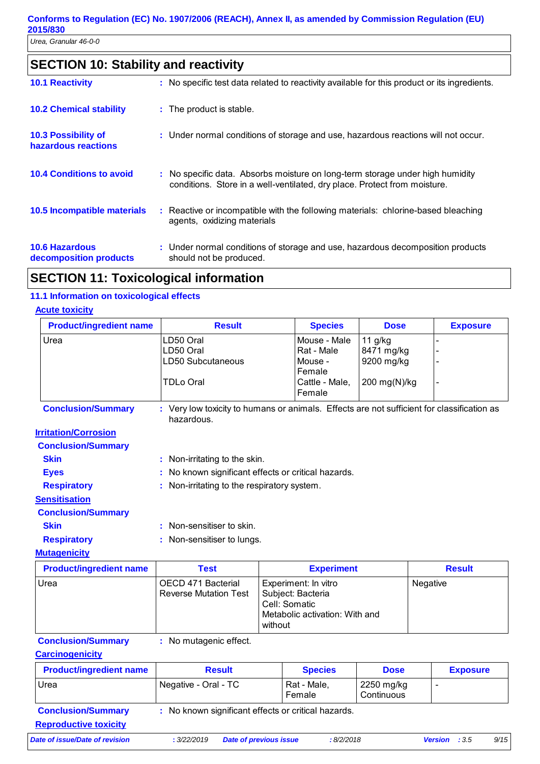## SECTION 10: Stability and reactivity

**10.1 Reactivity** : No specific test data related to reactivity available for this product or its ingredients.

**10.2 Chemical stability** : The product is stable.

**10.3 Possibility of hazardous reactions** : Under normal conditions of storage and use, hazardous reactions will not occur.

**10.4 Conditions to avoid** : No specific data. Absorbs moisture on long-term storage under high humidity conditions. Store in a well-ventilated, dry place. Protect from moisture.

**10.5 Incompatible materials** : Reactive or incompatible with the following materials: chlorine-based bleaching agents, oxidizing materials

**10.6 Hazardous decomposition products** : Under normal conditions of storage and use, hazardous decomposition products should not be produced.

## SECTION 11: Toxicological information

### 11.1 Information on toxicological effects

**Acute toxicity**

| Product/ingredient name | Result | Species | Dose | Exposure |
|---|---|---|---|---|
| Urea | LD50 Oral | Mouse - Male | 11 g/kg | - |
| | LD50 Oral | Rat - Male | 8471 mg/kg | - |
| | LD50 Subcutaneous | Mouse - Female | 9200 mg/kg | - |
| | TDLo Oral | Cattle - Male, Female | 200 mg(N)/kg | - |

**Conclusion/Summary** : Very low toxicity to humans or animals. Effects are not sufficient for classification as hazardous.

**Irritation/Corrosion**

**Conclusion/Summary**

**Skin** : Non-irritating to the skin.

**Eyes** : No known significant effects or critical hazards.

**Respiratory** : Non-irritating to the respiratory system.

**Sensitisation**

**Conclusion/Summary**

**Skin** : Non-sensitiser to skin.

**Respiratory** : Non-sensitiser to lungs.

**Mutagenicity**

| Product/ingredient name | Test | Experiment | Result |
|---|---|---|---|
| Urea | OECD 471 Bacterial Reverse Mutation Test | Experiment: In vitro<br>Subject: Bacteria<br>Cell: Somatic<br>Metabolic activation: With and without | Negative |

**Conclusion/Summary** : No mutagenic effect.

**Carcinogenicity**

| Product/ingredient name | Result | Species | Dose | Exposure |
|---|---|---|---|---|
| Urea | Negative - Oral - TC | Rat - Male, Female | 2250 mg/kg Continuous | - |

**Conclusion/Summary** : No known significant effects or critical hazards.

**Reproductive toxicity**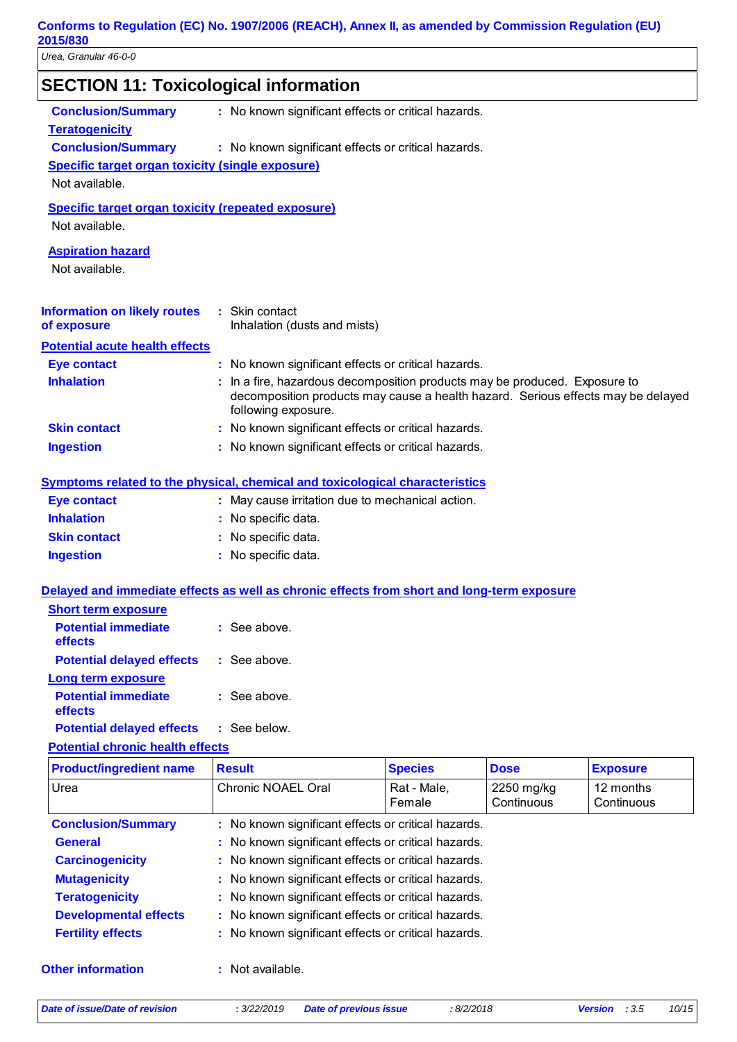## SECTION 11: Toxicological information

**Conclusion/Summary** : No known significant effects or critical hazards.

**Teratogenicity**

**Conclusion/Summary** : No known significant effects or critical hazards.

**Specific target organ toxicity (single exposure)**

Not available.

**Specific target organ toxicity (repeated exposure)**

Not available.

**Aspiration hazard**

Not available.

**Information on likely routes of exposure** : Skin contact
Inhalation (dusts and mists)

**Potential acute health effects**

**Eye contact** : No known significant effects or critical hazards.

**Inhalation** : In a fire, hazardous decomposition products may be produced. Exposure to decomposition products may cause a health hazard. Serious effects may be delayed following exposure.

**Skin contact** : No known significant effects or critical hazards.

**Ingestion** : No known significant effects or critical hazards.

**Symptoms related to the physical, chemical and toxicological characteristics**

**Eye contact** : May cause irritation due to mechanical action.

**Inhalation** : No specific data.

**Skin contact** : No specific data.

**Ingestion** : No specific data.

**Delayed and immediate effects as well as chronic effects from short and long-term exposure**

**Short term exposure**

**Potential immediate effects** : See above.

**Potential delayed effects** : See above.

**Long term exposure**

**Potential immediate effects** : See above.

**Potential delayed effects** : See below.

**Potential chronic health effects**

| Product/ingredient name | Result | Species | Dose | Exposure |
|---|---|---|---|---|
| Urea | Chronic NOAEL Oral | Rat - Male, Female | 2250 mg/kg Continuous | 12 months Continuous |

**Conclusion/Summary** : No known significant effects or critical hazards.

**General** : No known significant effects or critical hazards.

**Carcinogenicity** : No known significant effects or critical hazards.

**Mutagenicity** : No known significant effects or critical hazards.

**Teratogenicity** : No known significant effects or critical hazards.

**Developmental effects** : No known significant effects or critical hazards.

**Fertility effects** : No known significant effects or critical hazards.

**Other information** : Not available.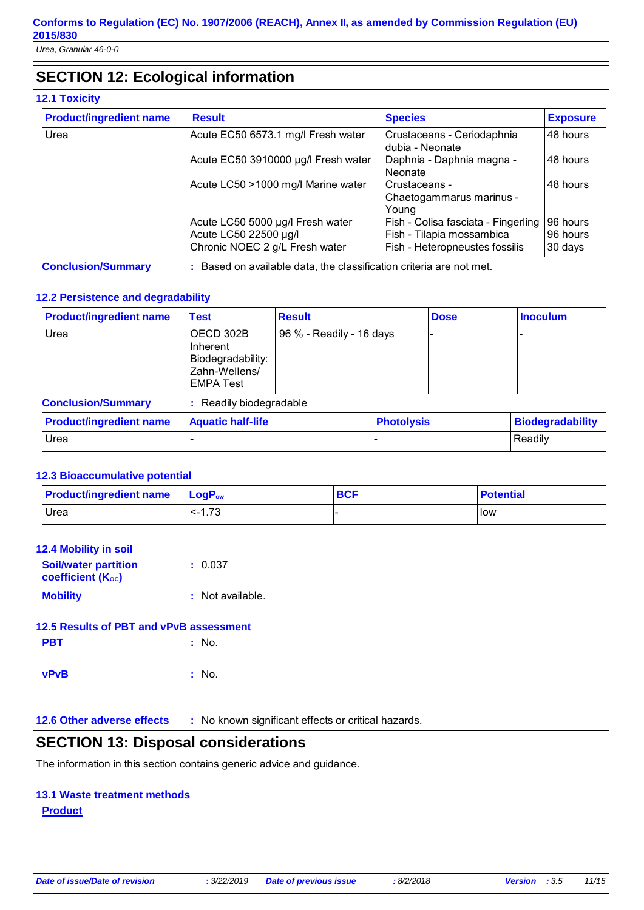# SECTION 12: Ecological information

### 12.1 Toxicity

| Product/ingredient name | Result | Species | Exposure |
|---|---|---|---|
| Urea | Acute EC50 6573.1 mg/l Fresh water | Crustaceans - Ceriodaphnia dubia - Neonate | 48 hours |
| | Acute EC50 3910000 µg/l Fresh water | Daphnia - Daphnia magna - Neonate | 48 hours |
| | Acute LC50 >1000 mg/l Marine water | Crustaceans - Chaetogammarus marinus - Young | 48 hours |
| | Acute LC50 5000 µg/l Fresh water | Fish - Colisa fasciata - Fingerling | 96 hours |
| | Acute LC50 22500 µg/l | Fish - Tilapia mossambica | 96 hours |
| | Chronic NOEC 2 g/L Fresh water | Fish - Heteropneustes fossilis | 30 days |

**Conclusion/Summary** : Based on available data, the classification criteria are not met.

### 12.2 Persistence and degradability

| Product/ingredient name | Test | Result | Dose | Inoculum |
|---|---|---|---|---|
| Urea | OECD 302B Inherent Biodegradability: Zahn-Wellens/ EMPA Test | 96 % - Readily - 16 days | - | - |

**Conclusion/Summary** : Readily biodegradable

| Product/ingredient name | Aquatic half-life | Photolysis | Biodegradability |
|---|---|---|---|
| Urea | - | - | Readily |

### 12.3 Bioaccumulative potential

| Product/ingredient name | $LogP_{ow}$ | BCF | Potential |
|---|---|---|---|
| Urea | <-1.73 | - | low |

### 12.4 Mobility in soil

**Soil/water partition coefficient ($K_{OC}$)** : 0.037

**Mobility** : Not available.

### 12.5 Results of PBT and vPvB assessment

**PBT** : No.

**vPvB** : No.

### 12.6 Other adverse effects : No known significant effects or critical hazards.

# SECTION 13: Disposal considerations

The information in this section contains generic advice and guidance.

### 13.1 Waste treatment methods

**Product**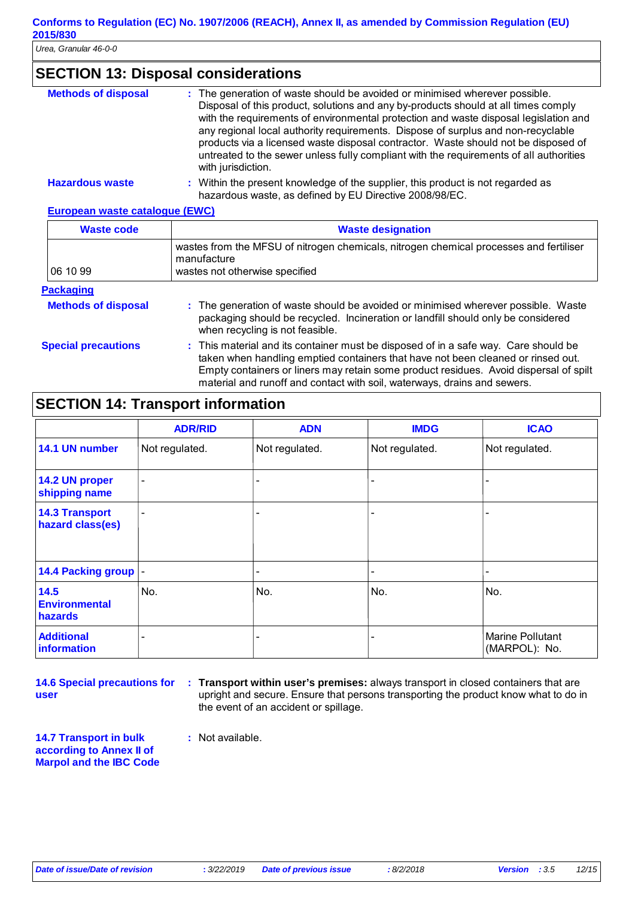## SECTION 13: Disposal considerations

**Methods of disposal** : The generation of waste should be avoided or minimised wherever possible. Disposal of this product, solutions and any by-products should at all times comply with the requirements of environmental protection and waste disposal legislation and any regional local authority requirements. Dispose of surplus and non-recyclable products via a licensed waste disposal contractor. Waste should not be disposed of untreated to the sewer unless fully compliant with the requirements of all authorities with jurisdiction.

**Hazardous waste** : Within the present knowledge of the supplier, this product is not regarded as hazardous waste, as defined by EU Directive 2008/98/EC.

**European waste catalogue (EWC)**

| Waste code | Waste designation |
|---|---|
| 06 10 99 | wastes from the MFSU of nitrogen chemicals, nitrogen chemical processes and fertiliser manufacture<br>wastes not otherwise specified |

**Packaging**

**Methods of disposal** : The generation of waste should be avoided or minimised wherever possible. Waste packaging should be recycled. Incineration or landfill should only be considered when recycling is not feasible.

**Special precautions** : This material and its container must be disposed of in a safe way. Care should be taken when handling emptied containers that have not been cleaned or rinsed out. Empty containers or liners may retain some product residues. Avoid dispersal of spilt material and runoff and contact with soil, waterways, drains and sewers.

## SECTION 14: Transport information

| | ADR/RID | ADN | IMDG | ICAO |
|---|---|---|---|---|
| **14.1 UN number** | Not regulated. | Not regulated. | Not regulated. | Not regulated. |
| **14.2 UN proper shipping name** | - | - | - | - |
| **14.3 Transport hazard class(es)** | - | - | - | - |
| **14.4 Packing group** | - | - | - | - |
| **14.5 Environmental hazards** | No. | No. | No. | No. |
| **Additional information** | - | - | - | Marine Pollutant (MARPOL): No. |

**14.6 Special precautions for user** : **Transport within user's premises:** always transport in closed containers that are upright and secure. Ensure that persons transporting the product know what to do in the event of an accident or spillage.

**14.7 Transport in bulk according to Annex II of Marpol and the IBC Code** : Not available.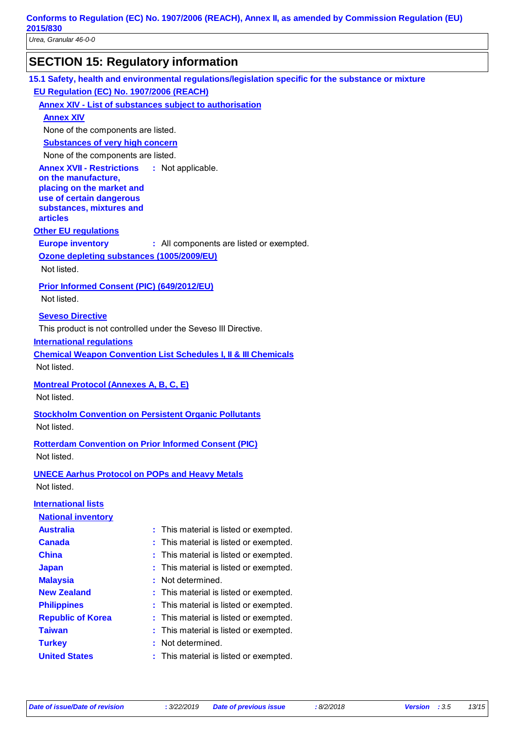## SECTION 15: Regulatory information

### 15.1 Safety, health and environmental regulations/legislation specific for the substance or mixture

**EU Regulation (EC) No. 1907/2006 (REACH)**

**Annex XIV - List of substances subject to authorisation**

**Annex XIV**

None of the components are listed.

**Substances of very high concern**

None of the components are listed.

**Annex XVII - Restrictions on the manufacture, placing on the market and use of certain dangerous substances, mixtures and articles** : Not applicable.

**Other EU regulations**

**Europe inventory** : All components are listed or exempted.

**Ozone depleting substances (1005/2009/EU)**

Not listed.

**Prior Informed Consent (PIC) (649/2012/EU)**

Not listed.

**Seveso Directive**

This product is not controlled under the Seveso III Directive.

**International regulations**

**Chemical Weapon Convention List Schedules I, II & III Chemicals**

Not listed.

**Montreal Protocol (Annexes A, B, C, E)**

Not listed.

**Stockholm Convention on Persistent Organic Pollutants**

Not listed.

**Rotterdam Convention on Prior Informed Consent (PIC)**

Not listed.

**UNECE Aarhus Protocol on POPs and Heavy Metals**

Not listed.

**International lists**

**National inventory**

| | |
|---|---|
| **Australia** | : This material is listed or exempted. |
| **Canada** | : This material is listed or exempted. |
| **China** | : This material is listed or exempted. |
| **Japan** | : This material is listed or exempted. |
| **Malaysia** | : Not determined. |
| **New Zealand** | : This material is listed or exempted. |
| **Philippines** | : This material is listed or exempted. |
| **Republic of Korea** | : This material is listed or exempted. |
| **Taiwan** | : This material is listed or exempted. |
| **Turkey** | : Not determined. |
| **United States** | : This material is listed or exempted. |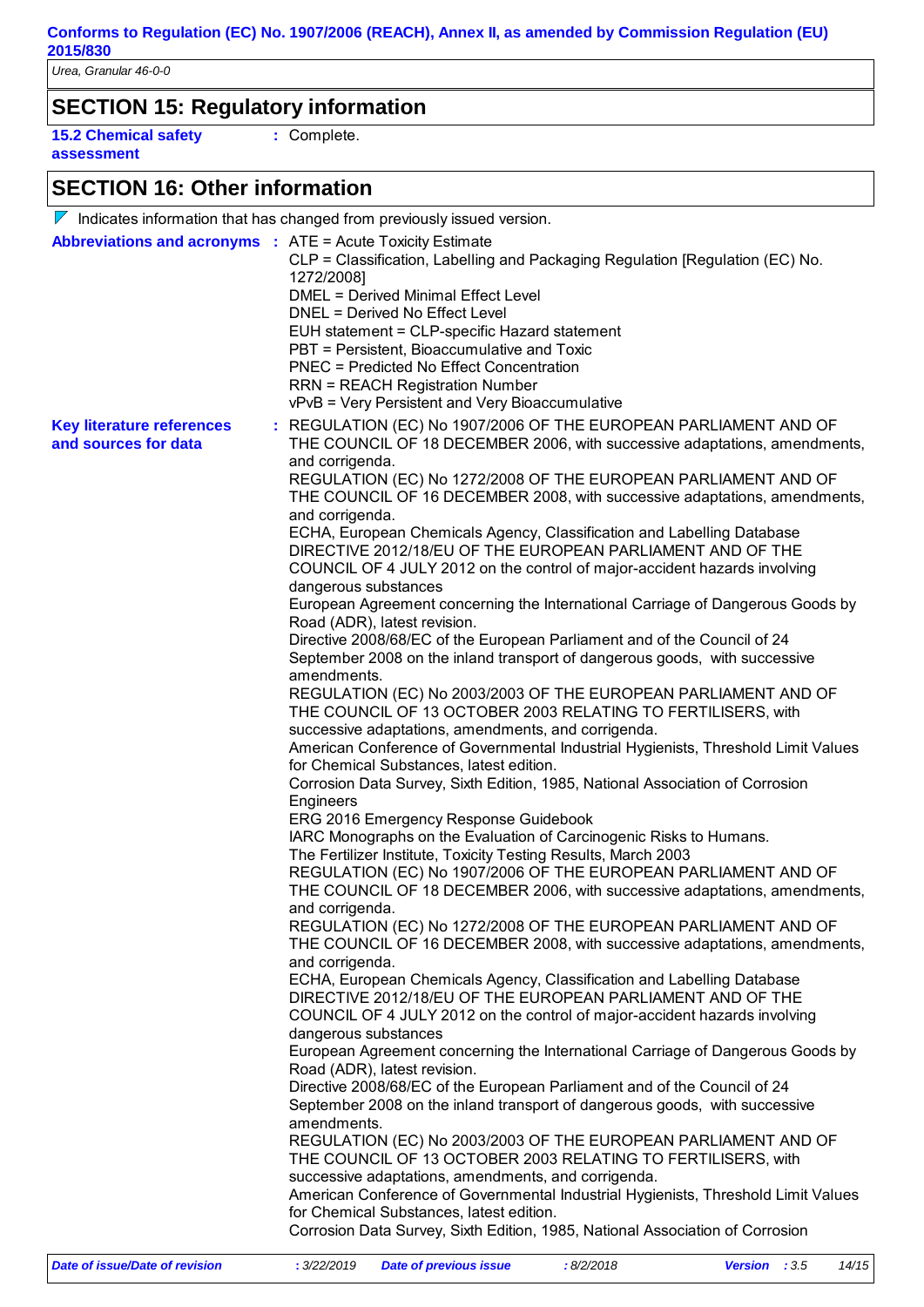**Conforms to Regulation (EC) No. 1907/2006 (REACH), Annex II, as amended by Commission Regulation (EU) 2015/830**

*Urea, Granular 46-0-0*

## SECTION 15: Regulatory information

**15.2 Chemical safety assessment** : Complete.

## SECTION 16: Other information

Indicates information that has changed from previously issued version.

**Abbreviations and acronyms** :
ATE = Acute Toxicity Estimate
CLP = Classification, Labelling and Packaging Regulation [Regulation (EC) No. 1272/2008]
DMEL = Derived Minimal Effect Level
DNEL = Derived No Effect Level
EUH statement = CLP-specific Hazard statement
PBT = Persistent, Bioaccumulative and Toxic
PNEC = Predicted No Effect Concentration
RRN = REACH Registration Number
vPvB = Very Persistent and Very Bioaccumulative

**Key literature references and sources for data** :
REGULATION (EC) No 1907/2006 OF THE EUROPEAN PARLIAMENT AND OF THE COUNCIL OF 18 DECEMBER 2006, with successive adaptations, amendments, and corrigenda.
REGULATION (EC) No 1272/2008 OF THE EUROPEAN PARLIAMENT AND OF THE COUNCIL OF 16 DECEMBER 2008, with successive adaptations, amendments, and corrigenda.
ECHA, European Chemicals Agency, Classification and Labelling Database
DIRECTIVE 2012/18/EU OF THE EUROPEAN PARLIAMENT AND OF THE COUNCIL OF 4 JULY 2012 on the control of major-accident hazards involving dangerous substances
European Agreement concerning the International Carriage of Dangerous Goods by Road (ADR), latest revision.
Directive 2008/68/EC of the European Parliament and of the Council of 24 September 2008 on the inland transport of dangerous goods, with successive amendments.
REGULATION (EC) No 2003/2003 OF THE EUROPEAN PARLIAMENT AND OF THE COUNCIL OF 13 OCTOBER 2003 RELATING TO FERTILISERS, with successive adaptations, amendments, and corrigenda.
American Conference of Governmental Industrial Hygienists, Threshold Limit Values for Chemical Substances, latest edition.
Corrosion Data Survey, Sixth Edition, 1985, National Association of Corrosion Engineers
ERG 2016 Emergency Response Guidebook
IARC Monographs on the Evaluation of Carcinogenic Risks to Humans.
The Fertilizer Institute, Toxicity Testing Results, March 2003
REGULATION (EC) No 1907/2006 OF THE EUROPEAN PARLIAMENT AND OF THE COUNCIL OF 18 DECEMBER 2006, with successive adaptations, amendments, and corrigenda.
REGULATION (EC) No 1272/2008 OF THE EUROPEAN PARLIAMENT AND OF THE COUNCIL OF 16 DECEMBER 2008, with successive adaptations, amendments, and corrigenda.
ECHA, European Chemicals Agency, Classification and Labelling Database
DIRECTIVE 2012/18/EU OF THE EUROPEAN PARLIAMENT AND OF THE COUNCIL OF 4 JULY 2012 on the control of major-accident hazards involving dangerous substances
European Agreement concerning the International Carriage of Dangerous Goods by Road (ADR), latest revision.
Directive 2008/68/EC of the European Parliament and of the Council of 24 September 2008 on the inland transport of dangerous goods, with successive amendments.
REGULATION (EC) No 2003/2003 OF THE EUROPEAN PARLIAMENT AND OF THE COUNCIL OF 13 OCTOBER 2003 RELATING TO FERTILISERS, with successive adaptations, amendments, and corrigenda.
American Conference of Governmental Industrial Hygienists, Threshold Limit Values for Chemical Substances, latest edition.
Corrosion Data Survey, Sixth Edition, 1985, National Association of Corrosion

*Date of issue/Date of revision* : 3/22/2019 *Date of previous issue* : 8/2/2018 *Version* : 3.5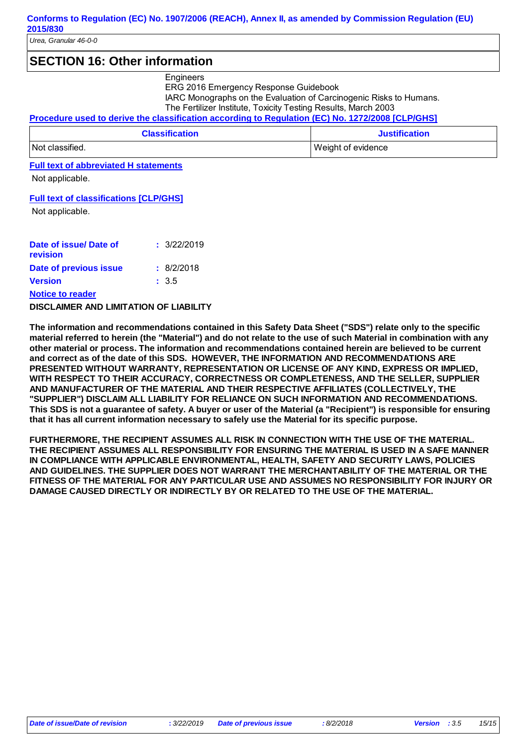## SECTION 16: Other information

Engineers
ERG 2016 Emergency Response Guidebook
IARC Monographs on the Evaluation of Carcinogenic Risks to Humans.
The Fertilizer Institute, Toxicity Testing Results, March 2003

**Procedure used to derive the classification according to Regulation (EC) No. 1272/2008 [CLP/GHS]**

| Classification | Justification |
| --- | --- |
| Not classified. | Weight of evidence |

**Full text of abbreviated H statements**

Not applicable.

**Full text of classifications [CLP/GHS]**

Not applicable.

**Date of issue/ Date of revision** : 3/22/2019

**Date of previous issue** : 8/2/2018

**Version** : 3.5

**Notice to reader**

**DISCLAIMER AND LIMITATION OF LIABILITY**

**The information and recommendations contained in this Safety Data Sheet ("SDS") relate only to the specific material referred to herein (the "Material") and do not relate to the use of such Material in combination with any other material or process. The information and recommendations contained herein are believed to be current and correct as of the date of this SDS. HOWEVER, THE INFORMATION AND RECOMMENDATIONS ARE PRESENTED WITHOUT WARRANTY, REPRESENTATION OR LICENSE OF ANY KIND, EXPRESS OR IMPLIED, WITH RESPECT TO THEIR ACCURACY, CORRECTNESS OR COMPLETENESS, AND THE SELLER, SUPPLIER AND MANUFACTURER OF THE MATERIAL AND THEIR RESPECTIVE AFFILIATES (COLLECTIVELY, THE "SUPPLIER") DISCLAIM ALL LIABILITY FOR RELIANCE ON SUCH INFORMATION AND RECOMMENDATIONS. This SDS is not a guarantee of safety. A buyer or user of the Material (a "Recipient") is responsible for ensuring that it has all current information necessary to safely use the Material for its specific purpose.**

**FURTHERMORE, THE RECIPIENT ASSUMES ALL RISK IN CONNECTION WITH THE USE OF THE MATERIAL. THE RECIPIENT ASSUMES ALL RESPONSIBILITY FOR ENSURING THE MATERIAL IS USED IN A SAFE MANNER IN COMPLIANCE WITH APPLICABLE ENVIRONMENTAL, HEALTH, SAFETY AND SECURITY LAWS, POLICIES AND GUIDELINES. THE SUPPLIER DOES NOT WARRANT THE MERCHANTABILITY OF THE MATERIAL OR THE FITNESS OF THE MATERIAL FOR ANY PARTICULAR USE AND ASSUMES NO RESPONSIBILITY FOR INJURY OR DAMAGE CAUSED DIRECTLY OR INDIRECTLY BY OR RELATED TO THE USE OF THE MATERIAL.**